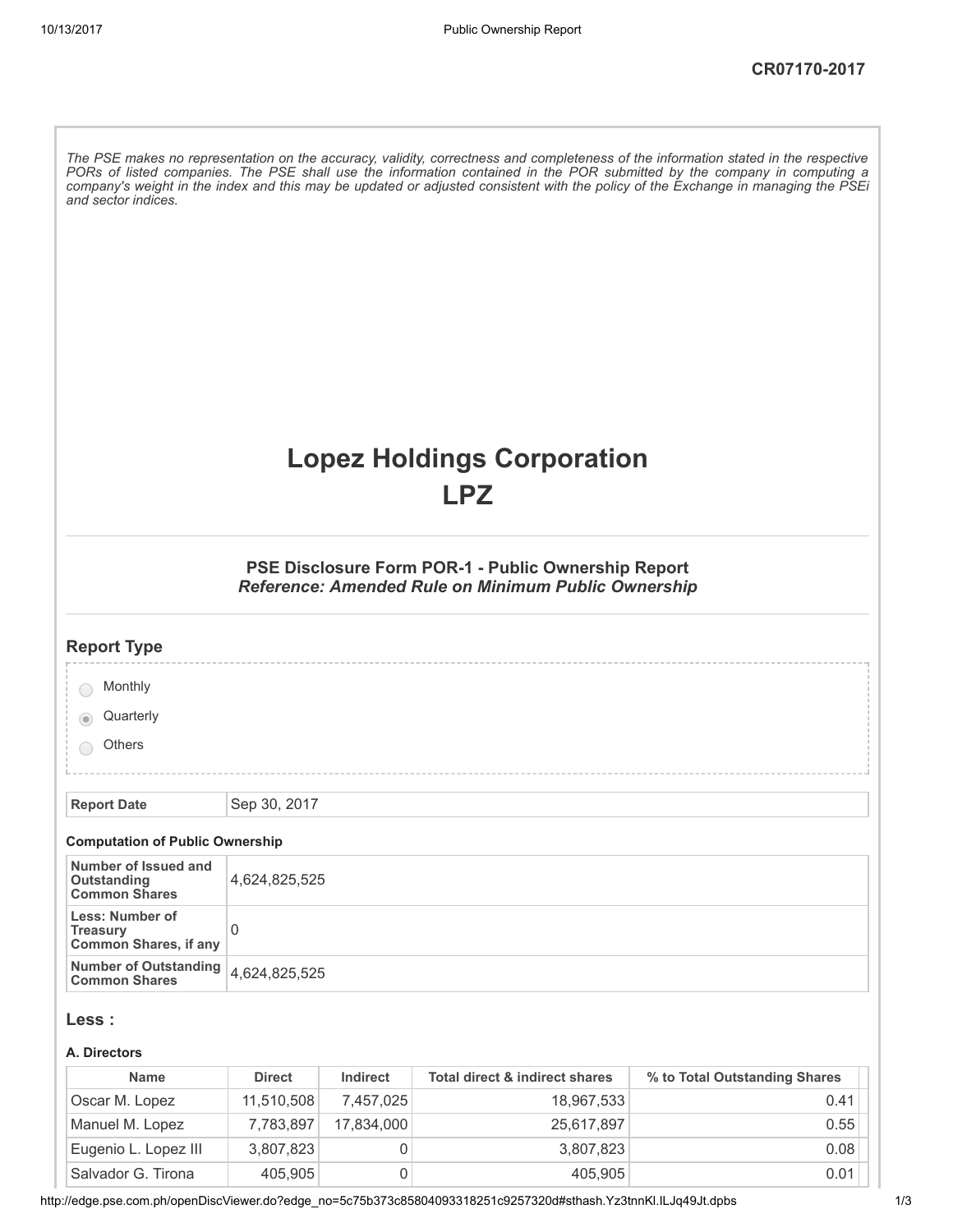CR07170-2017

*The PSE makes no representation on the accuracy, validity, correctness and completeness of the information stated in the respective PORs of listed companies. The PSE shall use the information contained in the POR submitted by the company in computing a company's weight in the index and this may be updated or adjusted consistent with the policy of the Exchange in managing the PSEi and sector indices.*

# Lopez Holdings Corporation
# LPZ

### PSE Disclosure Form POR-1 - Public Ownership Report
### *Reference: Amended Rule on Minimum Public Ownership*

## Report Type

- Monthly
- Quarterly (selected)
- Others

| Report Date | Sep 30, 2017 |
|---|---|

#### Computation of Public Ownership

| | |
|---|---|
| **Number of Issued and Outstanding Common Shares** | 4,624,825,525 |
| **Less: Number of Treasury Common Shares, if any** | 0 |
| **Number of Outstanding Common Shares** | 4,624,825,525 |

## Less :

#### A. Directors

| Name | Direct | Indirect | Total direct & indirect shares | % to Total Outstanding Shares |
|---|---|---|---|---|
| Oscar M. Lopez | 11,510,508 | 7,457,025 | 18,967,533 | 0.41 |
| Manuel M. Lopez | 7,783,897 | 17,834,000 | 25,617,897 | 0.55 |
| Eugenio L. Lopez III | 3,807,823 | 0 | 3,807,823 | 0.08 |
| Salvador G. Tirona | 405,905 | 0 | 405,905 | 0.01 |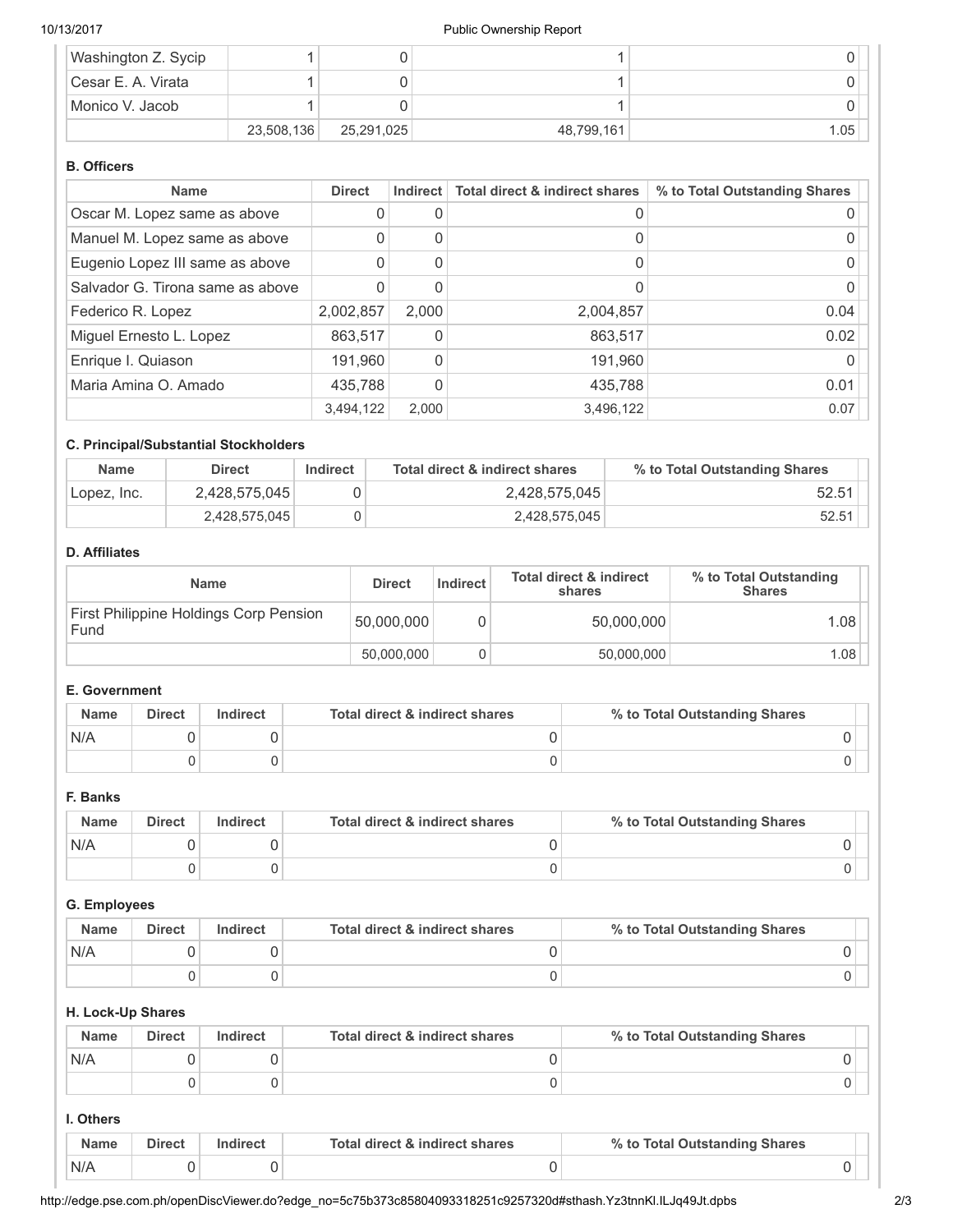| | | | | |
|---|---|---|---|---|
| Washington Z. Sycip | 1 | 0 | 1 | 0 |
| Cesar E. A. Virata | 1 | 0 | 1 | 0 |
| Monico V. Jacob | 1 | 0 | 1 | 0 |
| | 23,508,136 | 25,291,025 | 48,799,161 | 1.05 |

**B. Officers**

| Name | Direct | Indirect | Total direct & indirect shares | % to Total Outstanding Shares |
|---|---|---|---|---|
| Oscar M. Lopez same as above | 0 | 0 | 0 | 0 |
| Manuel M. Lopez same as above | 0 | 0 | 0 | 0 |
| Eugenio Lopez III same as above | 0 | 0 | 0 | 0 |
| Salvador G. Tirona same as above | 0 | 0 | 0 | 0 |
| Federico R. Lopez | 2,002,857 | 2,000 | 2,004,857 | 0.04 |
| Miguel Ernesto L. Lopez | 863,517 | 0 | 863,517 | 0.02 |
| Enrique I. Quiason | 191,960 | 0 | 191,960 | 0 |
| Maria Amina O. Amado | 435,788 | 0 | 435,788 | 0.01 |
| | 3,494,122 | 2,000 | 3,496,122 | 0.07 |

**C. Principal/Substantial Stockholders**

| Name | Direct | Indirect | Total direct & indirect shares | % to Total Outstanding Shares |
|---|---|---|---|---|
| Lopez, Inc. | 2,428,575,045 | 0 | 2,428,575,045 | 52.51 |
| | 2,428,575,045 | 0 | 2,428,575,045 | 52.51 |

**D. Affiliates**

| Name | Direct | Indirect | Total direct & indirect shares | % to Total Outstanding Shares |
|---|---|---|---|---|
| First Philippine Holdings Corp Pension Fund | 50,000,000 | 0 | 50,000,000 | 1.08 |
| | 50,000,000 | 0 | 50,000,000 | 1.08 |

**E. Government**

| Name | Direct | Indirect | Total direct & indirect shares | % to Total Outstanding Shares |
|---|---|---|---|---|
| N/A | 0 | 0 | 0 | 0 |
| | 0 | 0 | 0 | 0 |

**F. Banks**

| Name | Direct | Indirect | Total direct & indirect shares | % to Total Outstanding Shares |
|---|---|---|---|---|
| N/A | 0 | 0 | 0 | 0 |
| | 0 | 0 | 0 | 0 |

**G. Employees**

| Name | Direct | Indirect | Total direct & indirect shares | % to Total Outstanding Shares |
|---|---|---|---|---|
| N/A | 0 | 0 | 0 | 0 |
| | 0 | 0 | 0 | 0 |

**H. Lock-Up Shares**

| Name | Direct | Indirect | Total direct & indirect shares | % to Total Outstanding Shares |
|---|---|---|---|---|
| N/A | 0 | 0 | 0 | 0 |
| | 0 | 0 | 0 | 0 |

**I. Others**

| Name | Direct | Indirect | Total direct & indirect shares | % to Total Outstanding Shares |
|---|---|---|---|---|
| N/A | 0 | 0 | 0 | 0 |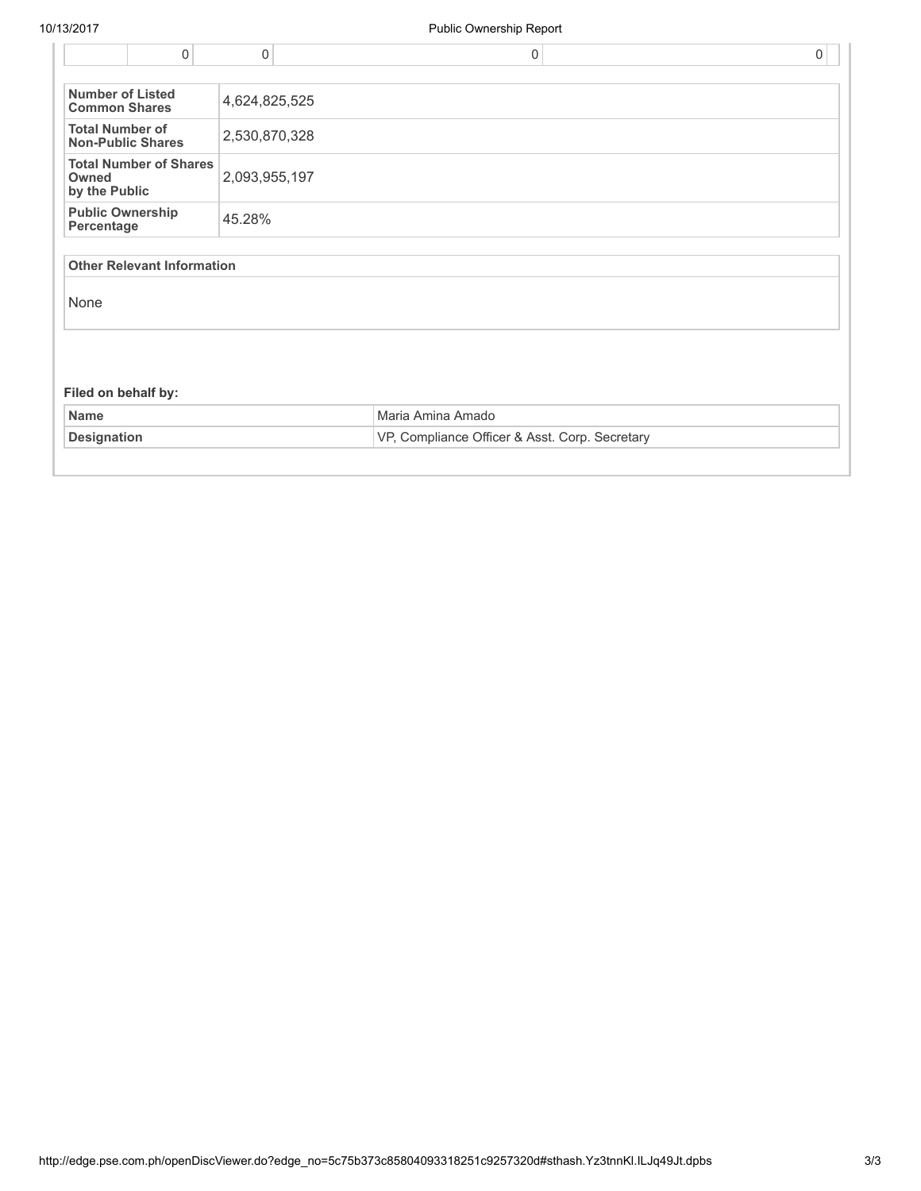| | | | | |
|---|---|---|---|---|
| | 0 | 0 | 0 | 0 |

| | |
|---|---|
| **Number of Listed Common Shares** | 4,624,825,525 |
| **Total Number of Non-Public Shares** | 2,530,870,328 |
| **Total Number of Shares Owned by the Public** | 2,093,955,197 |
| **Public Ownership Percentage** | 45.28% |

| **Other Relevant Information** |
|---|
| None |

**Filed on behalf by:**

| | |
|---|---|
| **Name** | Maria Amina Amado |
| **Designation** | VP, Compliance Officer & Asst. Corp. Secretary |